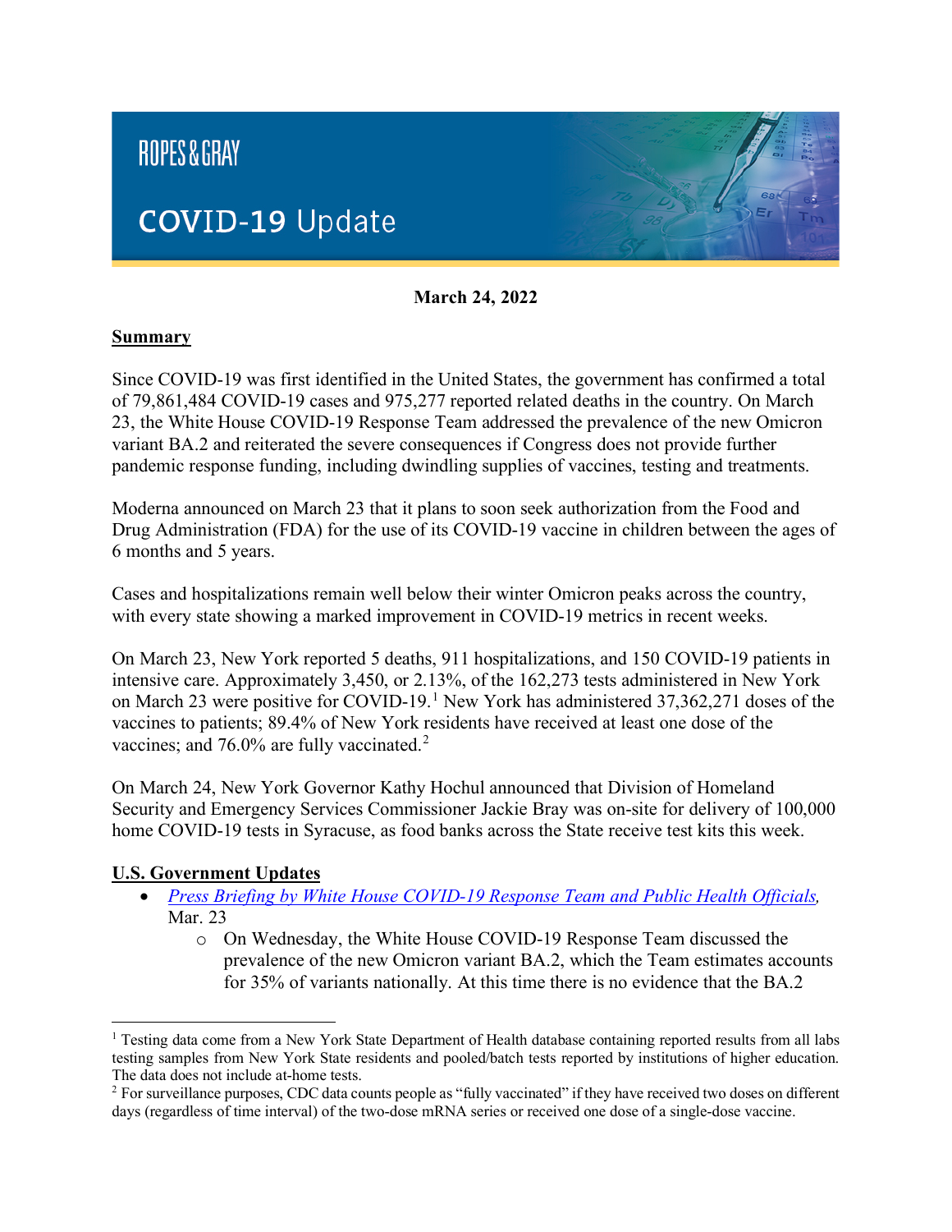# ROPES & GRAY

## COVID-19 Update

**March 24, 2022**

**Summary**

Since COVID-19 was first identified in the United States, the government has confirmed a total of 79,861,484 COVID-19 cases and 975,277 reported related deaths in the country. On March 23, the White House COVID-19 Response Team addressed the prevalence of the new Omicron variant BA.2 and reiterated the severe consequences if Congress does not provide further pandemic response funding, including dwindling supplies of vaccines, testing and treatments.

Moderna announced on March 23 that it plans to soon seek authorization from the Food and Drug Administration (FDA) for the use of its COVID-19 vaccine in children between the ages of 6 months and 5 years.

Cases and hospitalizations remain well below their winter Omicron peaks across the country, with every state showing a marked improvement in COVID-19 metrics in recent weeks.

On March 23, New York reported 5 deaths, 911 hospitalizations, and 150 COVID-19 patients in intensive care. Approximately 3,450, or 2.13%, of the 162,273 tests administered in New York on March 23 were positive for COVID-19.[1] New York has administered 37,362,271 doses of the vaccines to patients; 89.4% of New York residents have received at least one dose of the vaccines; and 76.0% are fully vaccinated.[2]

On March 24, New York Governor Kathy Hochul announced that Division of Homeland Security and Emergency Services Commissioner Jackie Bray was on-site for delivery of 100,000 home COVID-19 tests in Syracuse, as food banks across the State receive test kits this week.

**U.S. Government Updates**

- *Press Briefing by White House COVID-19 Response Team and Public Health Officials*, Mar. 23
  - On Wednesday, the White House COVID-19 Response Team discussed the prevalence of the new Omicron variant BA.2, which the Team estimates accounts for 35% of variants nationally. At this time there is no evidence that the BA.2

[1] Testing data come from a New York State Department of Health database containing reported results from all labs testing samples from New York State residents and pooled/batch tests reported by institutions of higher education. The data does not include at-home tests.

[2] For surveillance purposes, CDC data counts people as "fully vaccinated" if they have received two doses on different days (regardless of time interval) of the two-dose mRNA series or received one dose of a single-dose vaccine.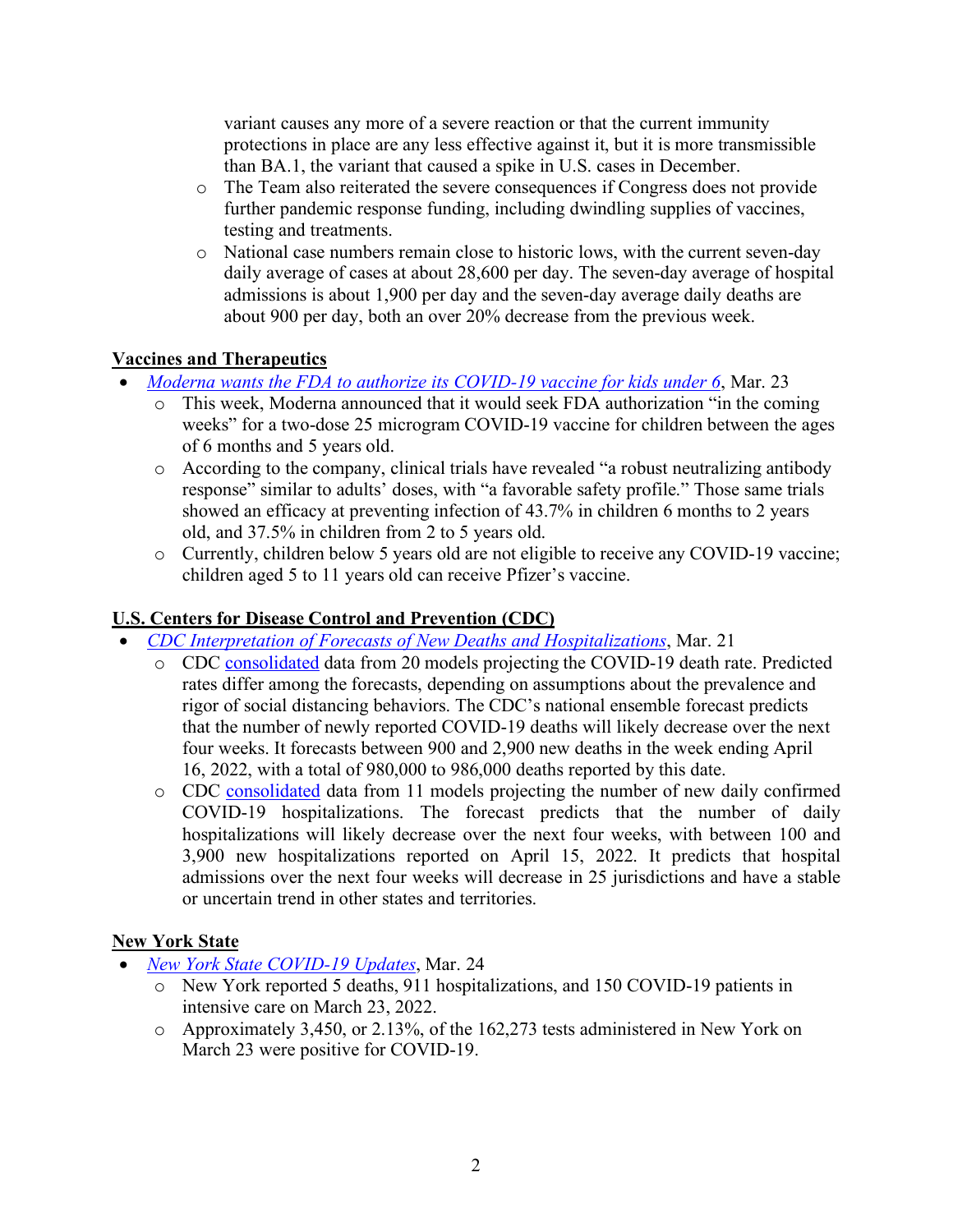variant causes any more of a severe reaction or that the current immunity protections in place are any less effective against it, but it is more transmissible than BA.1, the variant that caused a spike in U.S. cases in December.

  - The Team also reiterated the severe consequences if Congress does not provide further pandemic response funding, including dwindling supplies of vaccines, testing and treatments.
  - National case numbers remain close to historic lows, with the current seven-day daily average of cases at about 28,600 per day. The seven-day average of hospital admissions is about 1,900 per day and the seven-day average daily deaths are about 900 per day, both an over 20% decrease from the previous week.

**Vaccines and Therapeutics**

- *Moderna wants the FDA to authorize its COVID-19 vaccine for kids under 6*, Mar. 23
  - This week, Moderna announced that it would seek FDA authorization "in the coming weeks" for a two-dose 25 microgram COVID-19 vaccine for children between the ages of 6 months and 5 years old.
  - According to the company, clinical trials have revealed "a robust neutralizing antibody response" similar to adults' doses, with "a favorable safety profile." Those same trials showed an efficacy at preventing infection of 43.7% in children 6 months to 2 years old, and 37.5% in children from 2 to 5 years old.
  - Currently, children below 5 years old are not eligible to receive any COVID-19 vaccine; children aged 5 to 11 years old can receive Pfizer's vaccine.

**U.S. Centers for Disease Control and Prevention (CDC)**

- *CDC Interpretation of Forecasts of New Deaths and Hospitalizations*, Mar. 21
  - CDC consolidated data from 20 models projecting the COVID-19 death rate. Predicted rates differ among the forecasts, depending on assumptions about the prevalence and rigor of social distancing behaviors. The CDC's national ensemble forecast predicts that the number of newly reported COVID-19 deaths will likely decrease over the next four weeks. It forecasts between 900 and 2,900 new deaths in the week ending April 16, 2022, with a total of 980,000 to 986,000 deaths reported by this date.
  - CDC consolidated data from 11 models projecting the number of new daily confirmed COVID-19 hospitalizations. The forecast predicts that the number of daily hospitalizations will likely decrease over the next four weeks, with between 100 and 3,900 new hospitalizations reported on April 15, 2022. It predicts that hospital admissions over the next four weeks will decrease in 25 jurisdictions and have a stable or uncertain trend in other states and territories.

**New York State**

- *New York State COVID-19 Updates*, Mar. 24
  - New York reported 5 deaths, 911 hospitalizations, and 150 COVID-19 patients in intensive care on March 23, 2022.
  - Approximately 3,450, or 2.13%, of the 162,273 tests administered in New York on March 23 were positive for COVID-19.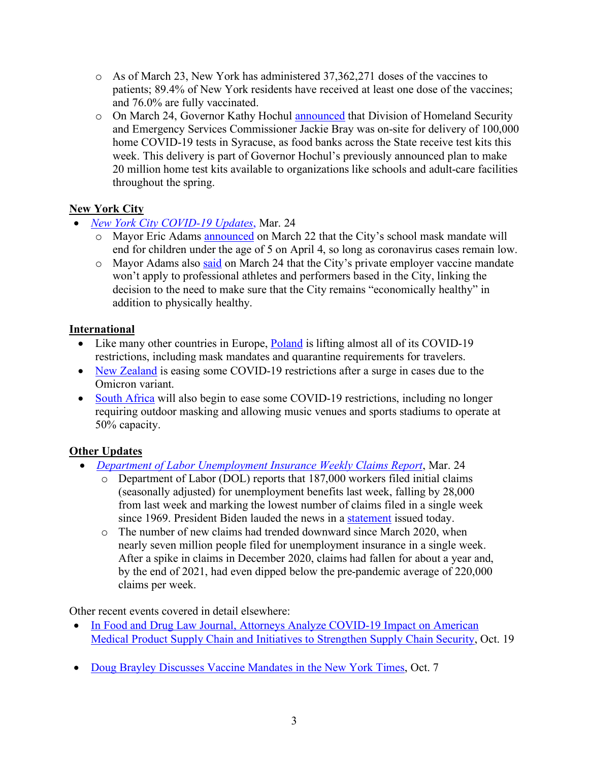- As of March 23, New York has administered 37,362,271 doses of the vaccines to patients; 89.4% of New York residents have received at least one dose of the vaccines; and 76.0% are fully vaccinated.
- On March 24, Governor Kathy Hochul announced that Division of Homeland Security and Emergency Services Commissioner Jackie Bray was on-site for delivery of 100,000 home COVID-19 tests in Syracuse, as food banks across the State receive test kits this week. This delivery is part of Governor Hochul's previously announced plan to make 20 million home test kits available to organizations like schools and adult-care facilities throughout the spring.

**New York City**

- *New York City COVID-19 Updates*, Mar. 24
  - Mayor Eric Adams announced on March 22 that the City's school mask mandate will end for children under the age of 5 on April 4, so long as coronavirus cases remain low.
  - Mayor Adams also said on March 24 that the City's private employer vaccine mandate won't apply to professional athletes and performers based in the City, linking the decision to the need to make sure that the City remains "economically healthy" in addition to physically healthy.

**International**

- Like many other countries in Europe, Poland is lifting almost all of its COVID-19 restrictions, including mask mandates and quarantine requirements for travelers.
- New Zealand is easing some COVID-19 restrictions after a surge in cases due to the Omicron variant.
- South Africa will also begin to ease some COVID-19 restrictions, including no longer requiring outdoor masking and allowing music venues and sports stadiums to operate at 50% capacity.

**Other Updates**

- *Department of Labor Unemployment Insurance Weekly Claims Report*, Mar. 24
  - Department of Labor (DOL) reports that 187,000 workers filed initial claims (seasonally adjusted) for unemployment benefits last week, falling by 28,000 from last week and marking the lowest number of claims filed in a single week since 1969. President Biden lauded the news in a statement issued today.
  - The number of new claims had trended downward since March 2020, when nearly seven million people filed for unemployment insurance in a single week. After a spike in claims in December 2020, claims had fallen for about a year and, by the end of 2021, had even dipped below the pre-pandemic average of 220,000 claims per week.

Other recent events covered in detail elsewhere:

- In Food and Drug Law Journal, Attorneys Analyze COVID-19 Impact on American Medical Product Supply Chain and Initiatives to Strengthen Supply Chain Security, Oct. 19
- Doug Brayley Discusses Vaccine Mandates in the New York Times, Oct. 7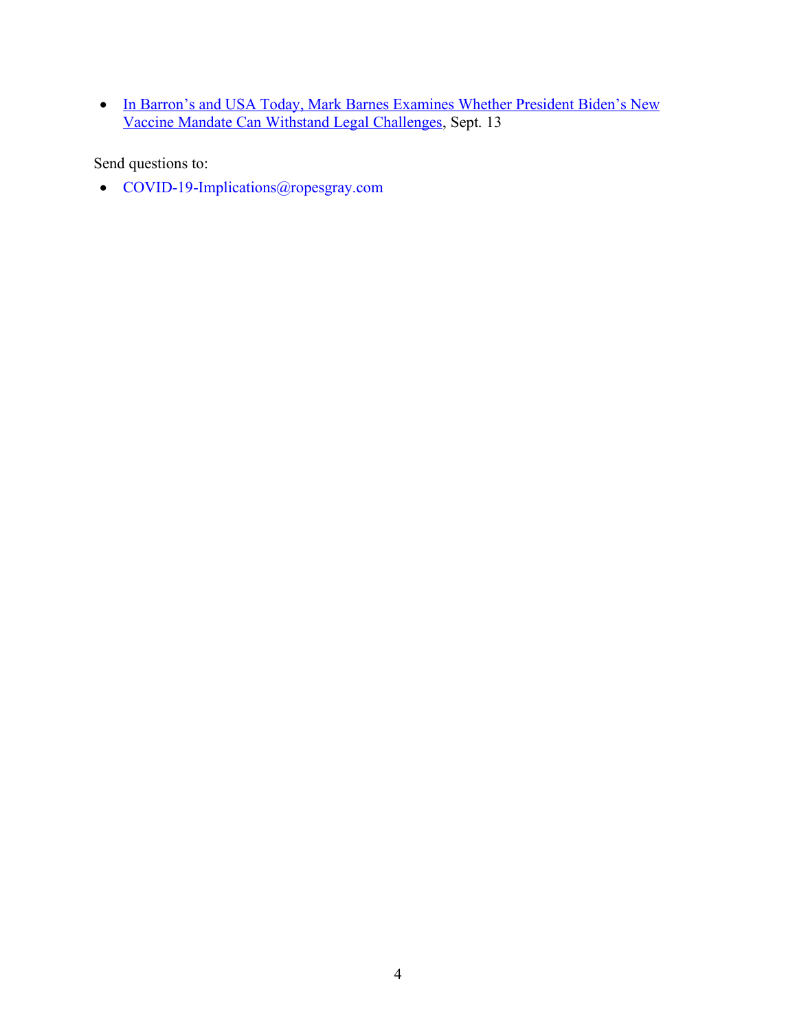- In Barron's and USA Today, Mark Barnes Examines Whether President Biden's New Vaccine Mandate Can Withstand Legal Challenges, Sept. 13

Send questions to:

- COVID-19-Implications@ropesgray.com